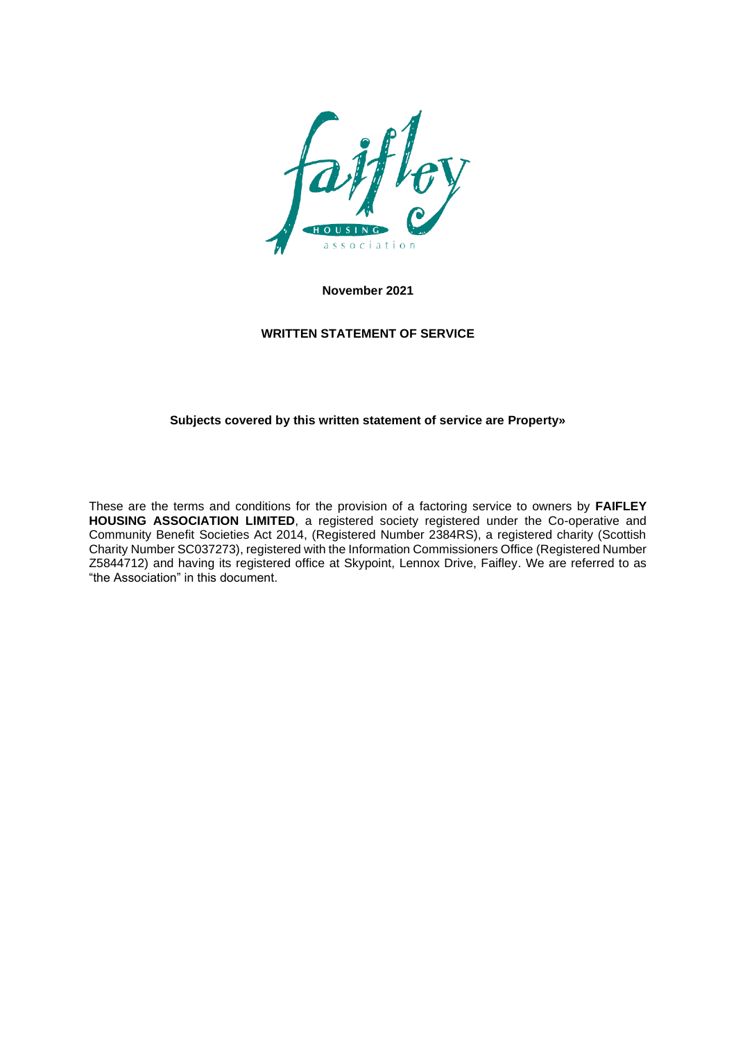**November 2021**

**WRITTEN STATEMENT OF SERVICE**

**Subjects covered by this written statement of service are Property»**

These are the terms and conditions for the provision of a factoring service to owners by **FAIFLEY HOUSING ASSOCIATION LIMITED**, a registered society registered under the Co-operative and Community Benefit Societies Act 2014, (Registered Number 2384RS), a registered charity (Scottish Charity Number SC037273), registered with the Information Commissioners Office (Registered Number Z5844712) and having its registered office at Skypoint, Lennox Drive, Faifley. We are referred to as "the Association" in this document.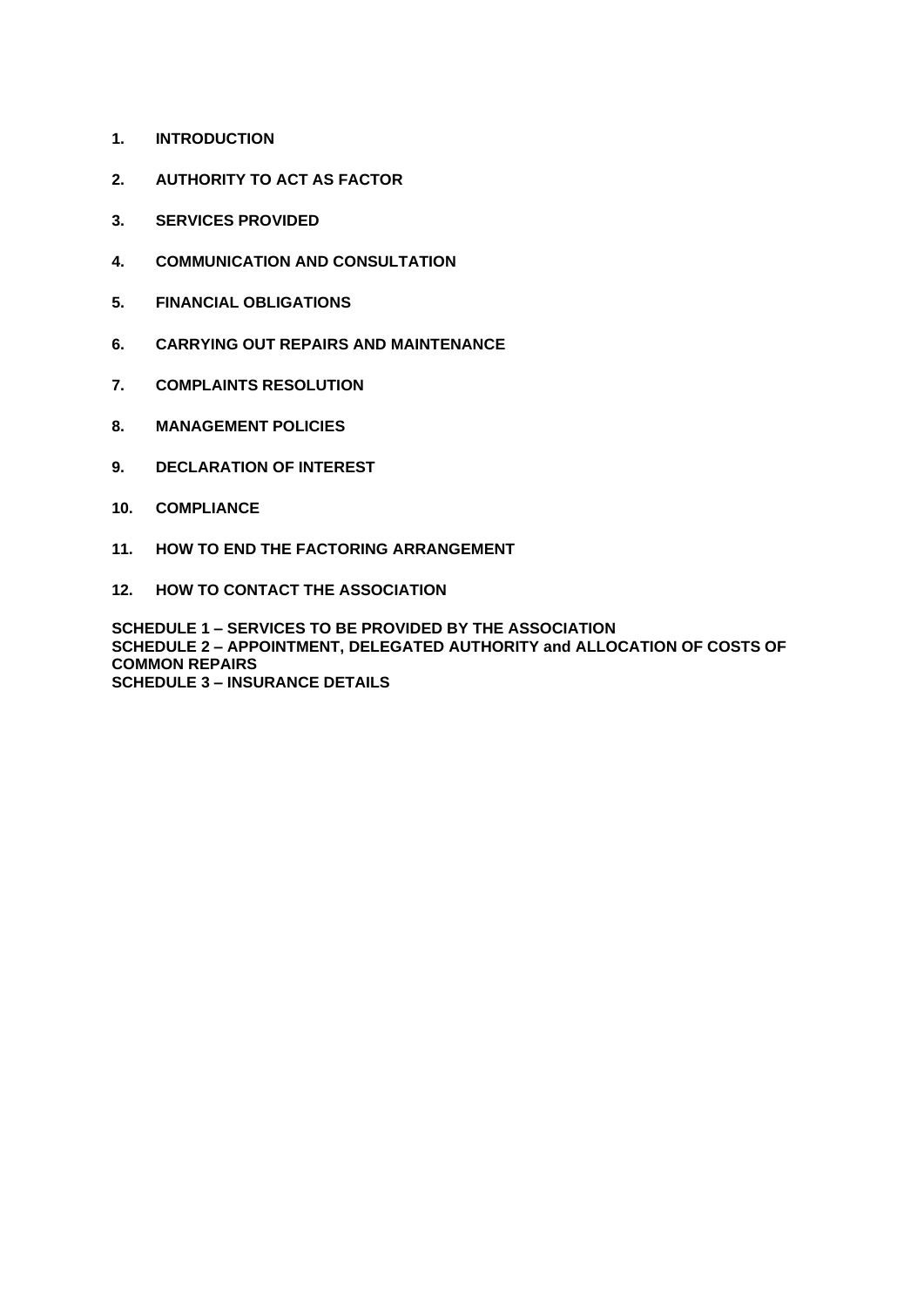**1. INTRODUCTION**

**2. AUTHORITY TO ACT AS FACTOR**

**3. SERVICES PROVIDED**

**4. COMMUNICATION AND CONSULTATION**

**5. FINANCIAL OBLIGATIONS**

**6. CARRYING OUT REPAIRS AND MAINTENANCE**

**7. COMPLAINTS RESOLUTION**

**8. MANAGEMENT POLICIES**

**9. DECLARATION OF INTEREST**

**10. COMPLIANCE**

**11. HOW TO END THE FACTORING ARRANGEMENT**

**12. HOW TO CONTACT THE ASSOCIATION**

**SCHEDULE 1 – SERVICES TO BE PROVIDED BY THE ASSOCIATION**
**SCHEDULE 2 – APPOINTMENT, DELEGATED AUTHORITY and ALLOCATION OF COSTS OF COMMON REPAIRS**
**SCHEDULE 3 – INSURANCE DETAILS**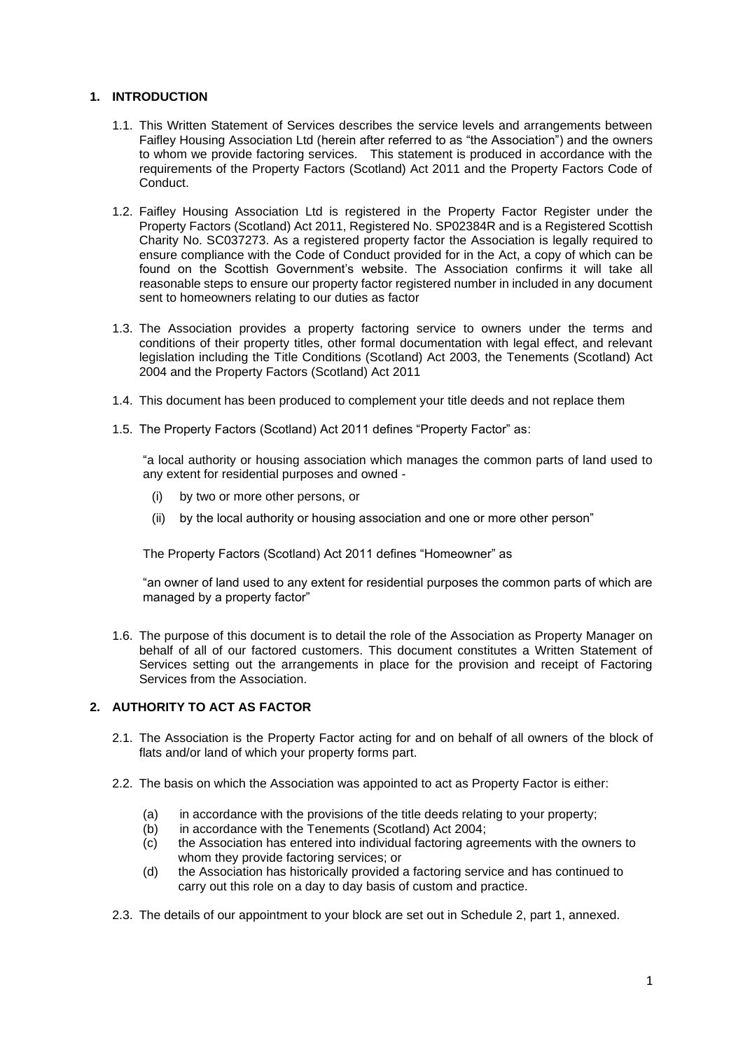## 1. INTRODUCTION

1.1. This Written Statement of Services describes the service levels and arrangements between Faifley Housing Association Ltd (herein after referred to as "the Association") and the owners to whom we provide factoring services. This statement is produced in accordance with the requirements of the Property Factors (Scotland) Act 2011 and the Property Factors Code of Conduct.

1.2. Faifley Housing Association Ltd is registered in the Property Factor Register under the Property Factors (Scotland) Act 2011, Registered No. SP02384R and is a Registered Scottish Charity No. SC037273. As a registered property factor the Association is legally required to ensure compliance with the Code of Conduct provided for in the Act, a copy of which can be found on the Scottish Government's website. The Association confirms it will take all reasonable steps to ensure our property factor registered number in included in any document sent to homeowners relating to our duties as factor

1.3. The Association provides a property factoring service to owners under the terms and conditions of their property titles, other formal documentation with legal effect, and relevant legislation including the Title Conditions (Scotland) Act 2003, the Tenements (Scotland) Act 2004 and the Property Factors (Scotland) Act 2011

1.4. This document has been produced to complement your title deeds and not replace them

1.5. The Property Factors (Scotland) Act 2011 defines "Property Factor" as:

"a local authority or housing association which manages the common parts of land used to any extent for residential purposes and owned -

(i) by two or more other persons, or

(ii) by the local authority or housing association and one or more other person"

The Property Factors (Scotland) Act 2011 defines "Homeowner" as

"an owner of land used to any extent for residential purposes the common parts of which are managed by a property factor"

1.6. The purpose of this document is to detail the role of the Association as Property Manager on behalf of all of our factored customers. This document constitutes a Written Statement of Services setting out the arrangements in place for the provision and receipt of Factoring Services from the Association.

## 2. AUTHORITY TO ACT AS FACTOR

2.1. The Association is the Property Factor acting for and on behalf of all owners of the block of flats and/or land of which your property forms part.

2.2. The basis on which the Association was appointed to act as Property Factor is either:

(a) in accordance with the provisions of the title deeds relating to your property;
(b) in accordance with the Tenements (Scotland) Act 2004;
(c) the Association has entered into individual factoring agreements with the owners to whom they provide factoring services; or
(d) the Association has historically provided a factoring service and has continued to carry out this role on a day to day basis of custom and practice.

2.3. The details of our appointment to your block are set out in Schedule 2, part 1, annexed.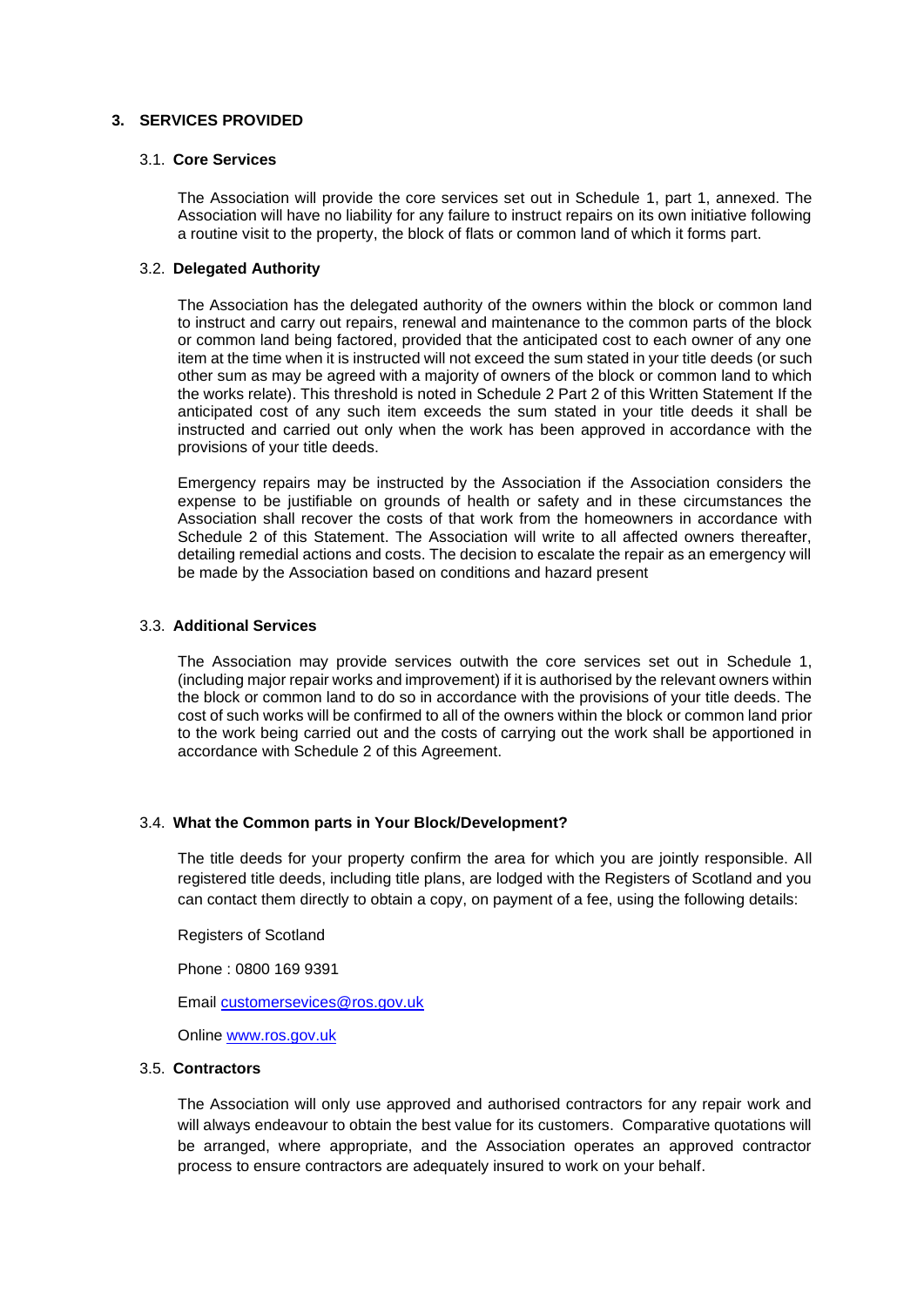## 3. SERVICES PROVIDED

### 3.1. Core Services

The Association will provide the core services set out in Schedule 1, part 1, annexed. The Association will have no liability for any failure to instruct repairs on its own initiative following a routine visit to the property, the block of flats or common land of which it forms part.

### 3.2. Delegated Authority

The Association has the delegated authority of the owners within the block or common land to instruct and carry out repairs, renewal and maintenance to the common parts of the block or common land being factored, provided that the anticipated cost to each owner of any one item at the time when it is instructed will not exceed the sum stated in your title deeds (or such other sum as may be agreed with a majority of owners of the block or common land to which the works relate). This threshold is noted in Schedule 2 Part 2 of this Written Statement If the anticipated cost of any such item exceeds the sum stated in your title deeds it shall be instructed and carried out only when the work has been approved in accordance with the provisions of your title deeds.

Emergency repairs may be instructed by the Association if the Association considers the expense to be justifiable on grounds of health or safety and in these circumstances the Association shall recover the costs of that work from the homeowners in accordance with Schedule 2 of this Statement. The Association will write to all affected owners thereafter, detailing remedial actions and costs. The decision to escalate the repair as an emergency will be made by the Association based on conditions and hazard present

### 3.3. Additional Services

The Association may provide services outwith the core services set out in Schedule 1, (including major repair works and improvement) if it is authorised by the relevant owners within the block or common land to do so in accordance with the provisions of your title deeds. The cost of such works will be confirmed to all of the owners within the block or common land prior to the work being carried out and the costs of carrying out the work shall be apportioned in accordance with Schedule 2 of this Agreement.

### 3.4. What the Common parts in Your Block/Development?

The title deeds for your property confirm the area for which you are jointly responsible. All registered title deeds, including title plans, are lodged with the Registers of Scotland and you can contact them directly to obtain a copy, on payment of a fee, using the following details:

Registers of Scotland

Phone : 0800 169 9391

Email customersevices@ros.gov.uk

Online www.ros.gov.uk

### 3.5. Contractors

The Association will only use approved and authorised contractors for any repair work and will always endeavour to obtain the best value for its customers. Comparative quotations will be arranged, where appropriate, and the Association operates an approved contractor process to ensure contractors are adequately insured to work on your behalf.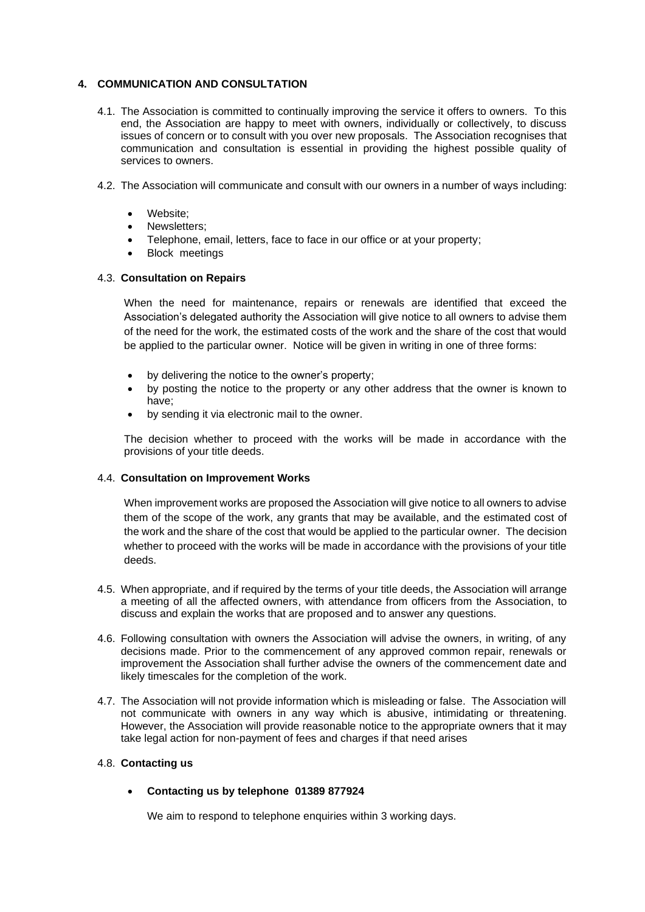## 4. COMMUNICATION AND CONSULTATION

4.1. The Association is committed to continually improving the service it offers to owners. To this end, the Association are happy to meet with owners, individually or collectively, to discuss issues of concern or to consult with you over new proposals. The Association recognises that communication and consultation is essential in providing the highest possible quality of services to owners.

4.2. The Association will communicate and consult with our owners in a number of ways including:

- Website;
- Newsletters;
- Telephone, email, letters, face to face in our office or at your property;
- Block meetings

### 4.3. Consultation on Repairs

When the need for maintenance, repairs or renewals are identified that exceed the Association's delegated authority the Association will give notice to all owners to advise them of the need for the work, the estimated costs of the work and the share of the cost that would be applied to the particular owner. Notice will be given in writing in one of three forms:

- by delivering the notice to the owner's property;
- by posting the notice to the property or any other address that the owner is known to have;
- by sending it via electronic mail to the owner.

The decision whether to proceed with the works will be made in accordance with the provisions of your title deeds.

### 4.4. Consultation on Improvement Works

When improvement works are proposed the Association will give notice to all owners to advise them of the scope of the work, any grants that may be available, and the estimated cost of the work and the share of the cost that would be applied to the particular owner. The decision whether to proceed with the works will be made in accordance with the provisions of your title deeds.

4.5. When appropriate, and if required by the terms of your title deeds, the Association will arrange a meeting of all the affected owners, with attendance from officers from the Association, to discuss and explain the works that are proposed and to answer any questions.

4.6. Following consultation with owners the Association will advise the owners, in writing, of any decisions made. Prior to the commencement of any approved common repair, renewals or improvement the Association shall further advise the owners of the commencement date and likely timescales for the completion of the work.

4.7. The Association will not provide information which is misleading or false. The Association will not communicate with owners in any way which is abusive, intimidating or threatening. However, the Association will provide reasonable notice to the appropriate owners that it may take legal action for non-payment of fees and charges if that need arises

### 4.8. Contacting us

- **Contacting us by telephone 01389 877924**

  We aim to respond to telephone enquiries within 3 working days.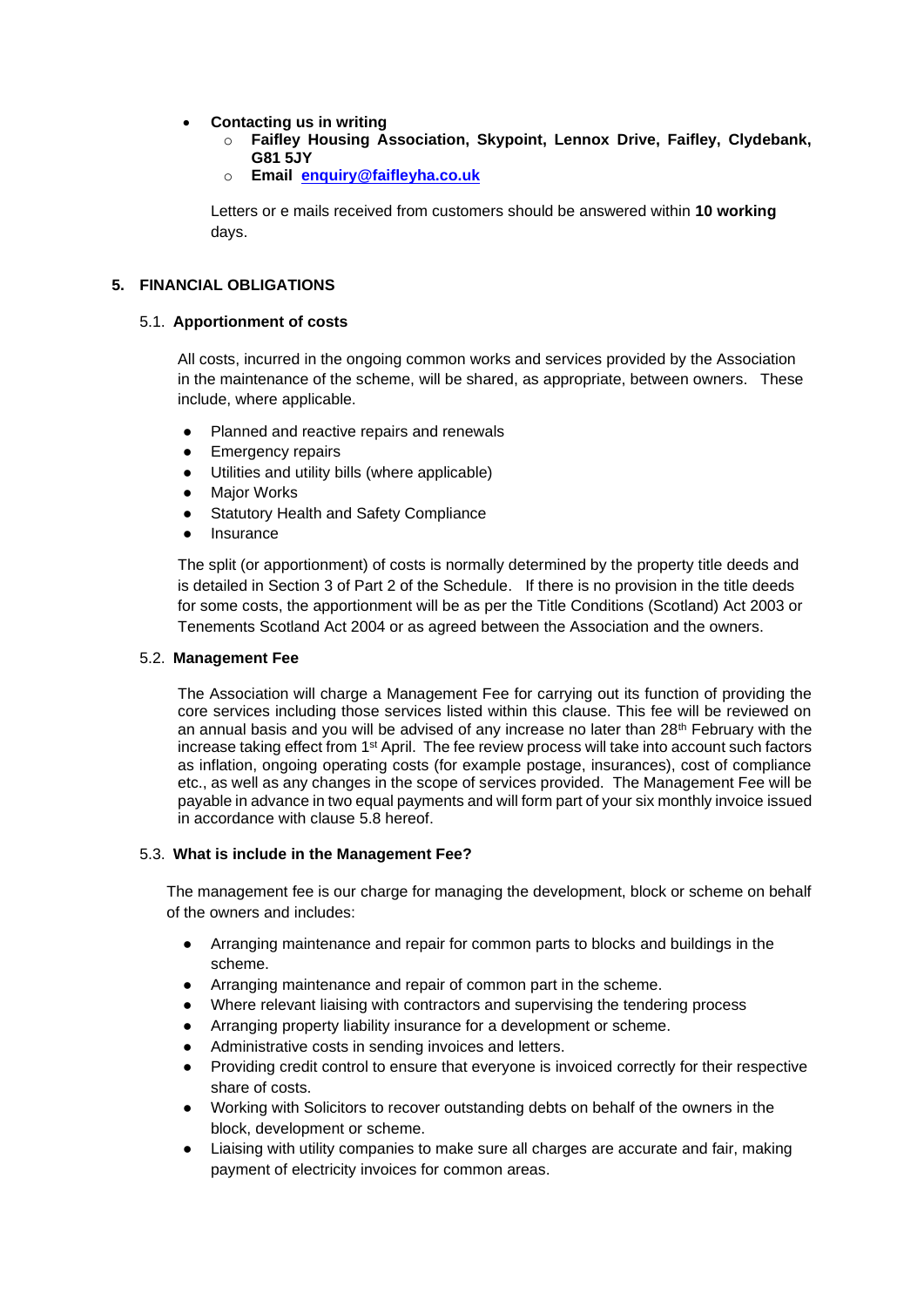- **Contacting us in writing**
  - **Faifley Housing Association, Skypoint, Lennox Drive, Faifley, Clydebank, G81 5JY**
  - **Email [enquiry@faifleyha.co.uk](mailto:enquiry@faifleyha.co.uk)**

  Letters or e mails received from customers should be answered within **10 working** days.

## 5. FINANCIAL OBLIGATIONS

### 5.1. Apportionment of costs

All costs, incurred in the ongoing common works and services provided by the Association in the maintenance of the scheme, will be shared, as appropriate, between owners. These include, where applicable.

- Planned and reactive repairs and renewals
- Emergency repairs
- Utilities and utility bills (where applicable)
- Major Works
- Statutory Health and Safety Compliance
- Insurance

The split (or apportionment) of costs is normally determined by the property title deeds and is detailed in Section 3 of Part 2 of the Schedule. If there is no provision in the title deeds for some costs, the apportionment will be as per the Title Conditions (Scotland) Act 2003 or Tenements Scotland Act 2004 or as agreed between the Association and the owners.

### 5.2. Management Fee

The Association will charge a Management Fee for carrying out its function of providing the core services including those services listed within this clause. This fee will be reviewed on an annual basis and you will be advised of any increase no later than 28th February with the increase taking effect from 1st April. The fee review process will take into account such factors as inflation, ongoing operating costs (for example postage, insurances), cost of compliance etc., as well as any changes in the scope of services provided. The Management Fee will be payable in advance in two equal payments and will form part of your six monthly invoice issued in accordance with clause 5.8 hereof.

### 5.3. What is include in the Management Fee?

The management fee is our charge for managing the development, block or scheme on behalf of the owners and includes:

- Arranging maintenance and repair for common parts to blocks and buildings in the scheme.
- Arranging maintenance and repair of common part in the scheme.
- Where relevant liaising with contractors and supervising the tendering process
- Arranging property liability insurance for a development or scheme.
- Administrative costs in sending invoices and letters.
- Providing credit control to ensure that everyone is invoiced correctly for their respective share of costs.
- Working with Solicitors to recover outstanding debts on behalf of the owners in the block, development or scheme.
- Liaising with utility companies to make sure all charges are accurate and fair, making payment of electricity invoices for common areas.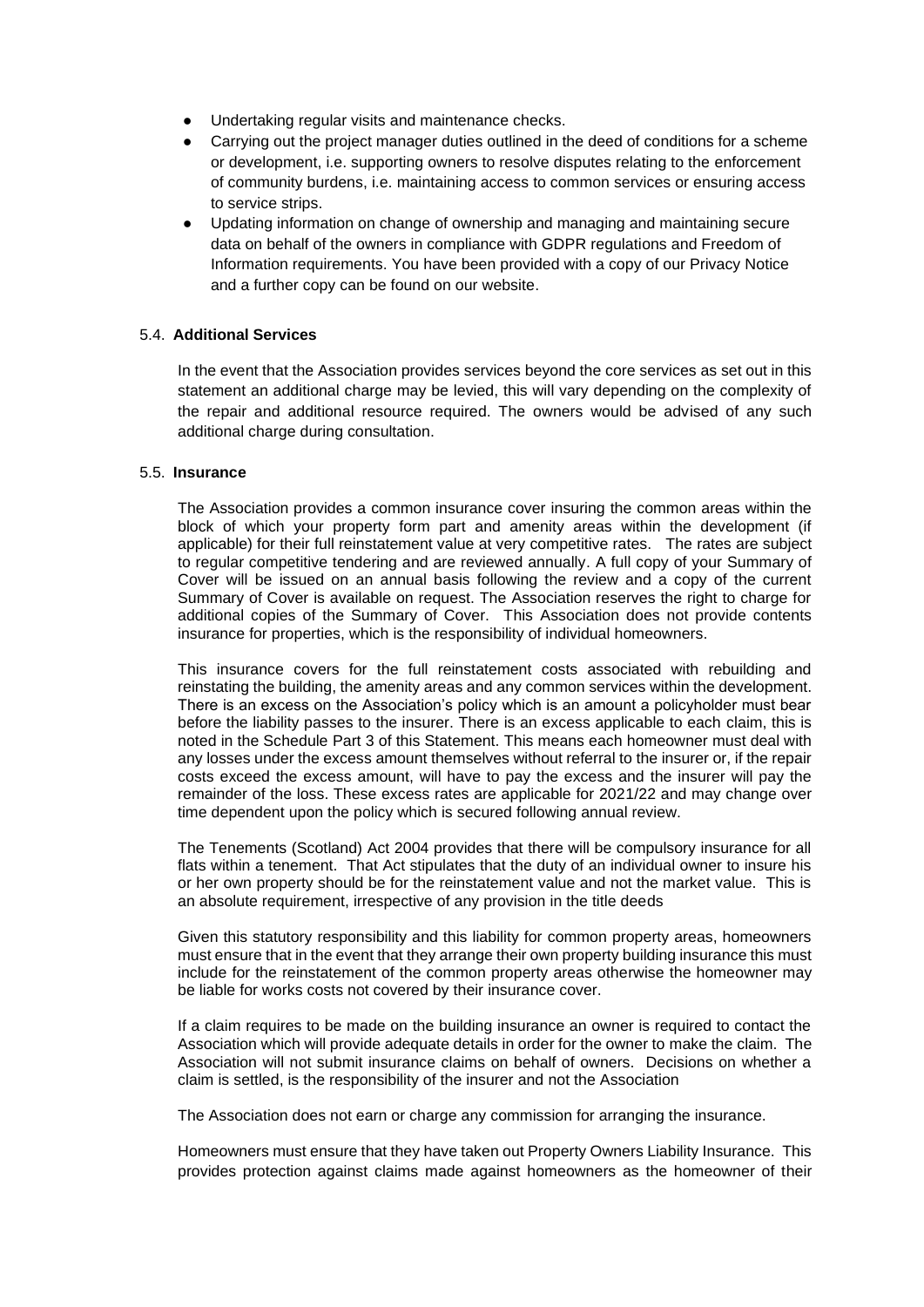- Undertaking regular visits and maintenance checks.
- Carrying out the project manager duties outlined in the deed of conditions for a scheme or development, i.e. supporting owners to resolve disputes relating to the enforcement of community burdens, i.e. maintaining access to common services or ensuring access to service strips.
- Updating information on change of ownership and managing and maintaining secure data on behalf of the owners in compliance with GDPR regulations and Freedom of Information requirements. You have been provided with a copy of our Privacy Notice and a further copy can be found on our website.

### 5.4. **Additional Services**

In the event that the Association provides services beyond the core services as set out in this statement an additional charge may be levied, this will vary depending on the complexity of the repair and additional resource required. The owners would be advised of any such additional charge during consultation.

### 5.5. **Insurance**

The Association provides a common insurance cover insuring the common areas within the block of which your property form part and amenity areas within the development (if applicable) for their full reinstatement value at very competitive rates. The rates are subject to regular competitive tendering and are reviewed annually. A full copy of your Summary of Cover will be issued on an annual basis following the review and a copy of the current Summary of Cover is available on request. The Association reserves the right to charge for additional copies of the Summary of Cover. This Association does not provide contents insurance for properties, which is the responsibility of individual homeowners.

This insurance covers for the full reinstatement costs associated with rebuilding and reinstating the building, the amenity areas and any common services within the development. There is an excess on the Association's policy which is an amount a policyholder must bear before the liability passes to the insurer. There is an excess applicable to each claim, this is noted in the Schedule Part 3 of this Statement. This means each homeowner must deal with any losses under the excess amount themselves without referral to the insurer or, if the repair costs exceed the excess amount, will have to pay the excess and the insurer will pay the remainder of the loss. These excess rates are applicable for 2021/22 and may change over time dependent upon the policy which is secured following annual review.

The Tenements (Scotland) Act 2004 provides that there will be compulsory insurance for all flats within a tenement. That Act stipulates that the duty of an individual owner to insure his or her own property should be for the reinstatement value and not the market value. This is an absolute requirement, irrespective of any provision in the title deeds

Given this statutory responsibility and this liability for common property areas, homeowners must ensure that in the event that they arrange their own property building insurance this must include for the reinstatement of the common property areas otherwise the homeowner may be liable for works costs not covered by their insurance cover.

If a claim requires to be made on the building insurance an owner is required to contact the Association which will provide adequate details in order for the owner to make the claim. The Association will not submit insurance claims on behalf of owners. Decisions on whether a claim is settled, is the responsibility of the insurer and not the Association

The Association does not earn or charge any commission for arranging the insurance.

Homeowners must ensure that they have taken out Property Owners Liability Insurance. This provides protection against claims made against homeowners as the homeowner of their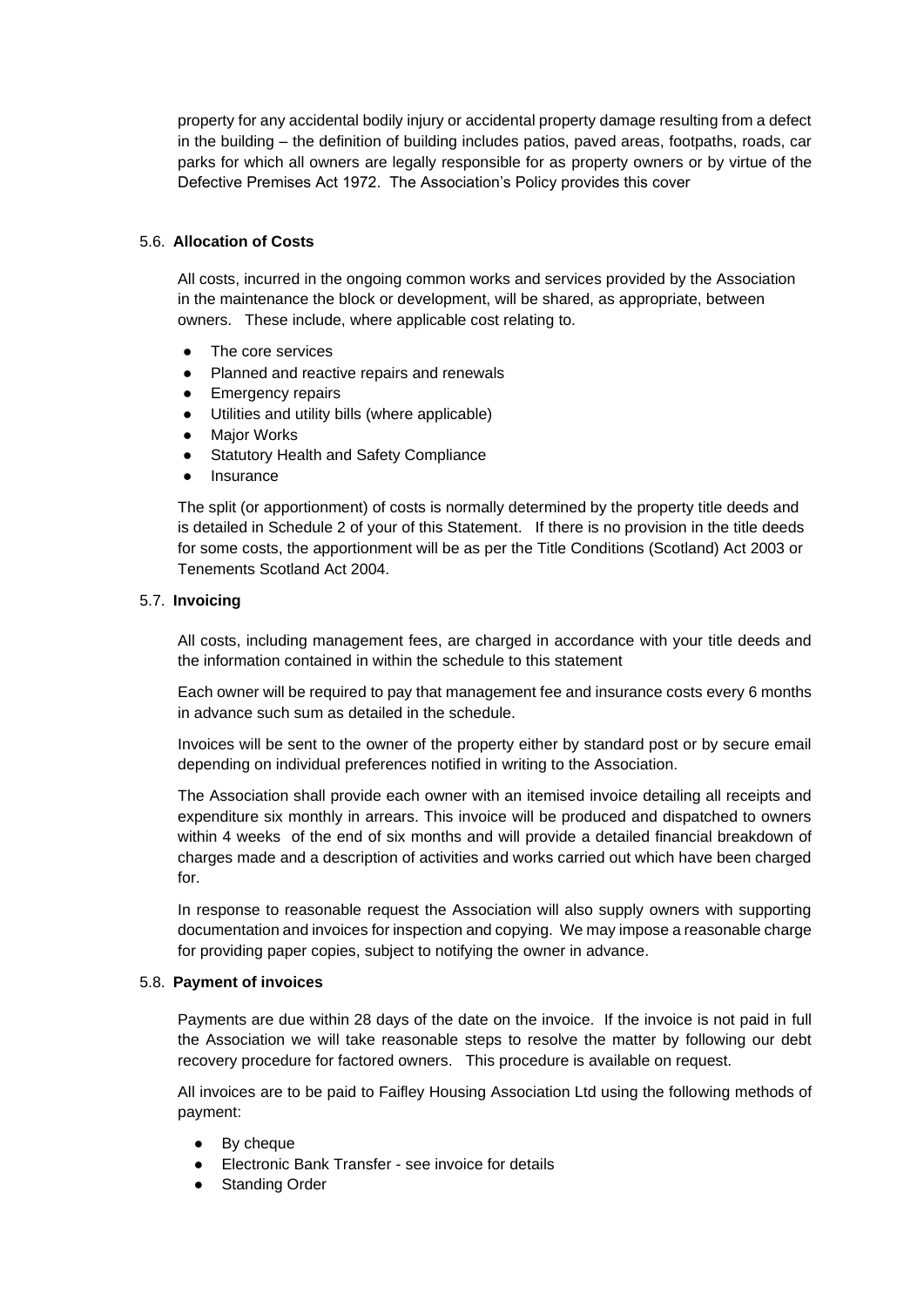property for any accidental bodily injury or accidental property damage resulting from a defect in the building – the definition of building includes patios, paved areas, footpaths, roads, car parks for which all owners are legally responsible for as property owners or by virtue of the Defective Premises Act 1972. The Association's Policy provides this cover

### 5.6. **Allocation of Costs**

All costs, incurred in the ongoing common works and services provided by the Association in the maintenance the block or development, will be shared, as appropriate, between owners. These include, where applicable cost relating to.

- The core services
- Planned and reactive repairs and renewals
- Emergency repairs
- Utilities and utility bills (where applicable)
- Major Works
- Statutory Health and Safety Compliance
- Insurance

The split (or apportionment) of costs is normally determined by the property title deeds and is detailed in Schedule 2 of your of this Statement. If there is no provision in the title deeds for some costs, the apportionment will be as per the Title Conditions (Scotland) Act 2003 or Tenements Scotland Act 2004.

### 5.7. **Invoicing**

All costs, including management fees, are charged in accordance with your title deeds and the information contained in within the schedule to this statement

Each owner will be required to pay that management fee and insurance costs every 6 months in advance such sum as detailed in the schedule.

Invoices will be sent to the owner of the property either by standard post or by secure email depending on individual preferences notified in writing to the Association.

The Association shall provide each owner with an itemised invoice detailing all receipts and expenditure six monthly in arrears. This invoice will be produced and dispatched to owners within 4 weeks of the end of six months and will provide a detailed financial breakdown of charges made and a description of activities and works carried out which have been charged for.

In response to reasonable request the Association will also supply owners with supporting documentation and invoices for inspection and copying. We may impose a reasonable charge for providing paper copies, subject to notifying the owner in advance.

### 5.8. **Payment of invoices**

Payments are due within 28 days of the date on the invoice. If the invoice is not paid in full the Association we will take reasonable steps to resolve the matter by following our debt recovery procedure for factored owners. This procedure is available on request.

All invoices are to be paid to Faifley Housing Association Ltd using the following methods of payment:

- By cheque
- Electronic Bank Transfer - see invoice for details
- Standing Order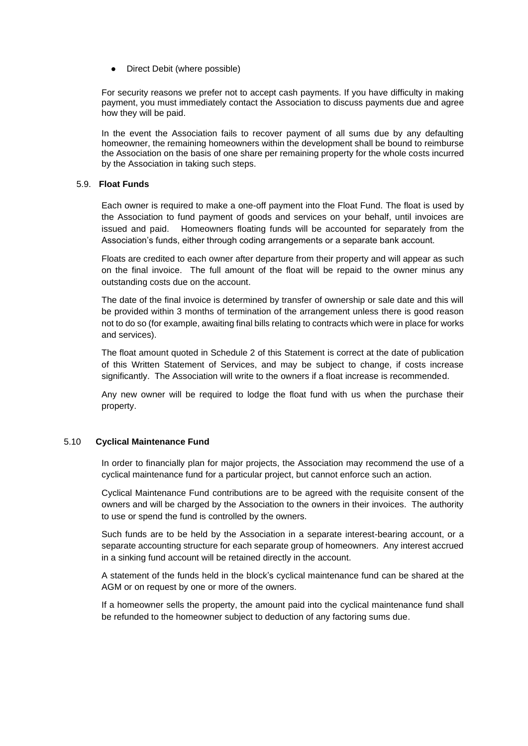- Direct Debit (where possible)

For security reasons we prefer not to accept cash payments. If you have difficulty in making payment, you must immediately contact the Association to discuss payments due and agree how they will be paid.

In the event the Association fails to recover payment of all sums due by any defaulting homeowner, the remaining homeowners within the development shall be bound to reimburse the Association on the basis of one share per remaining property for the whole costs incurred by the Association in taking such steps.

### 5.9. Float Funds

Each owner is required to make a one-off payment into the Float Fund. The float is used by the Association to fund payment of goods and services on your behalf, until invoices are issued and paid. Homeowners floating funds will be accounted for separately from the Association's funds, either through coding arrangements or a separate bank account.

Floats are credited to each owner after departure from their property and will appear as such on the final invoice. The full amount of the float will be repaid to the owner minus any outstanding costs due on the account.

The date of the final invoice is determined by transfer of ownership or sale date and this will be provided within 3 months of termination of the arrangement unless there is good reason not to do so (for example, awaiting final bills relating to contracts which were in place for works and services).

The float amount quoted in Schedule 2 of this Statement is correct at the date of publication of this Written Statement of Services, and may be subject to change, if costs increase significantly. The Association will write to the owners if a float increase is recommended.

Any new owner will be required to lodge the float fund with us when the purchase their property.

### 5.10 Cyclical Maintenance Fund

In order to financially plan for major projects, the Association may recommend the use of a cyclical maintenance fund for a particular project, but cannot enforce such an action.

Cyclical Maintenance Fund contributions are to be agreed with the requisite consent of the owners and will be charged by the Association to the owners in their invoices. The authority to use or spend the fund is controlled by the owners.

Such funds are to be held by the Association in a separate interest-bearing account, or a separate accounting structure for each separate group of homeowners. Any interest accrued in a sinking fund account will be retained directly in the account.

A statement of the funds held in the block's cyclical maintenance fund can be shared at the AGM or on request by one or more of the owners.

If a homeowner sells the property, the amount paid into the cyclical maintenance fund shall be refunded to the homeowner subject to deduction of any factoring sums due.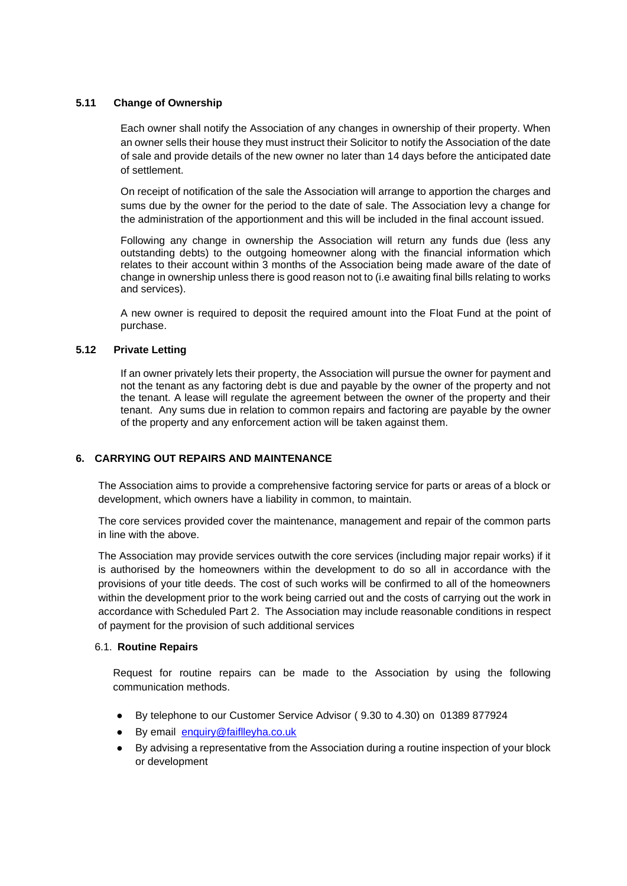### 5.11 Change of Ownership

Each owner shall notify the Association of any changes in ownership of their property. When an owner sells their house they must instruct their Solicitor to notify the Association of the date of sale and provide details of the new owner no later than 14 days before the anticipated date of settlement.

On receipt of notification of the sale the Association will arrange to apportion the charges and sums due by the owner for the period to the date of sale. The Association levy a change for the administration of the apportionment and this will be included in the final account issued.

Following any change in ownership the Association will return any funds due (less any outstanding debts) to the outgoing homeowner along with the financial information which relates to their account within 3 months of the Association being made aware of the date of change in ownership unless there is good reason not to (i.e awaiting final bills relating to works and services).

A new owner is required to deposit the required amount into the Float Fund at the point of purchase.

### 5.12 Private Letting

If an owner privately lets their property, the Association will pursue the owner for payment and not the tenant as any factoring debt is due and payable by the owner of the property and not the tenant. A lease will regulate the agreement between the owner of the property and their tenant. Any sums due in relation to common repairs and factoring are payable by the owner of the property and any enforcement action will be taken against them.

## 6. CARRYING OUT REPAIRS AND MAINTENANCE

The Association aims to provide a comprehensive factoring service for parts or areas of a block or development, which owners have a liability in common, to maintain.

The core services provided cover the maintenance, management and repair of the common parts in line with the above.

The Association may provide services outwith the core services (including major repair works) if it is authorised by the homeowners within the development to do so all in accordance with the provisions of your title deeds. The cost of such works will be confirmed to all of the homeowners within the development prior to the work being carried out and the costs of carrying out the work in accordance with Scheduled Part 2. The Association may include reasonable conditions in respect of payment for the provision of such additional services

### 6.1. Routine Repairs

Request for routine repairs can be made to the Association by using the following communication methods.

- By telephone to our Customer Service Advisor ( 9.30 to 4.30) on 01389 877924
- By email enquiry@faiflleyha.co.uk
- By advising a representative from the Association during a routine inspection of your block or development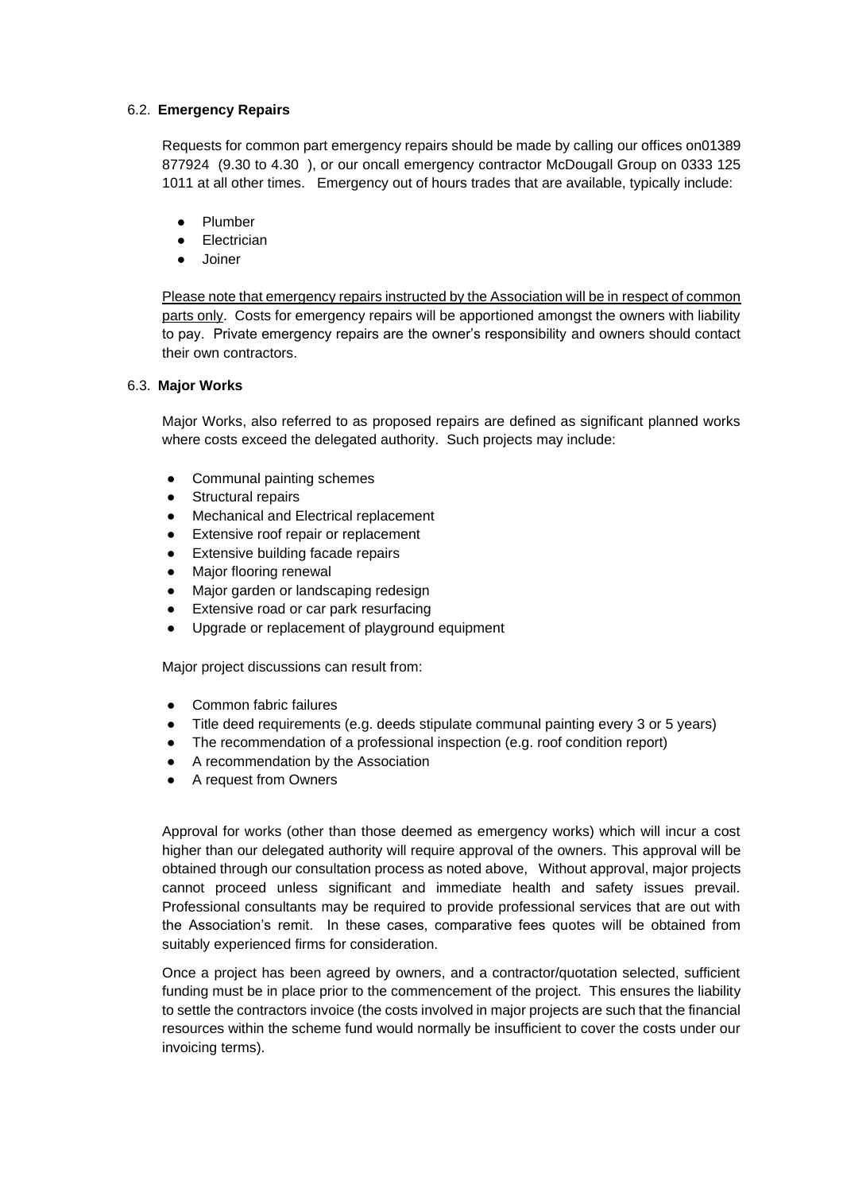### 6.2. **Emergency Repairs**

Requests for common part emergency repairs should be made by calling our offices on01389 877924 (9.30 to 4.30 ), or our oncall emergency contractor McDougall Group on 0333 125 1011 at all other times. Emergency out of hours trades that are available, typically include:

- Plumber
- Electrician
- Joiner

<u>Please note that emergency repairs instructed by the Association will be in respect of common parts only</u>. Costs for emergency repairs will be apportioned amongst the owners with liability to pay. Private emergency repairs are the owner's responsibility and owners should contact their own contractors.

### 6.3. **Major Works**

Major Works, also referred to as proposed repairs are defined as significant planned works where costs exceed the delegated authority. Such projects may include:

- Communal painting schemes
- Structural repairs
- Mechanical and Electrical replacement
- Extensive roof repair or replacement
- Extensive building facade repairs
- Major flooring renewal
- Major garden or landscaping redesign
- Extensive road or car park resurfacing
- Upgrade or replacement of playground equipment

Major project discussions can result from:

- Common fabric failures
- Title deed requirements (e.g. deeds stipulate communal painting every 3 or 5 years)
- The recommendation of a professional inspection (e.g. roof condition report)
- A recommendation by the Association
- A request from Owners

Approval for works (other than those deemed as emergency works) which will incur a cost higher than our delegated authority will require approval of the owners. This approval will be obtained through our consultation process as noted above, Without approval, major projects cannot proceed unless significant and immediate health and safety issues prevail. Professional consultants may be required to provide professional services that are out with the Association's remit. In these cases, comparative fees quotes will be obtained from suitably experienced firms for consideration.

Once a project has been agreed by owners, and a contractor/quotation selected, sufficient funding must be in place prior to the commencement of the project. This ensures the liability to settle the contractors invoice (the costs involved in major projects are such that the financial resources within the scheme fund would normally be insufficient to cover the costs under our invoicing terms).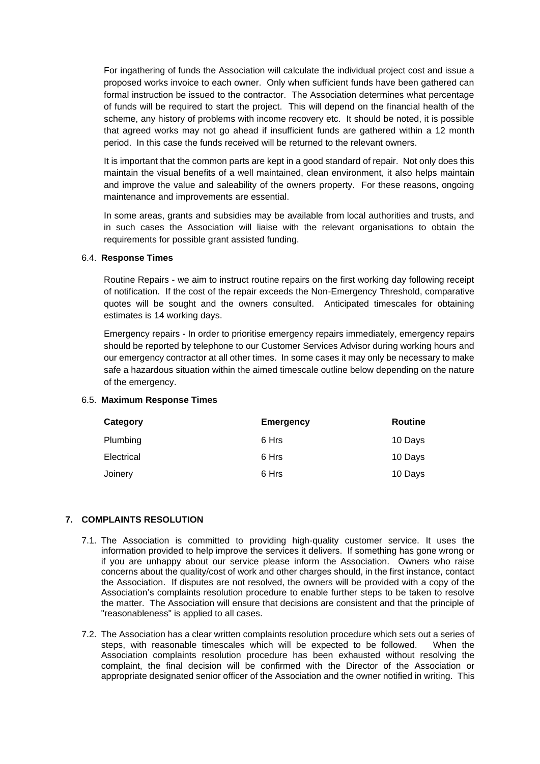For ingathering of funds the Association will calculate the individual project cost and issue a proposed works invoice to each owner. Only when sufficient funds have been gathered can formal instruction be issued to the contractor. The Association determines what percentage of funds will be required to start the project. This will depend on the financial health of the scheme, any history of problems with income recovery etc. It should be noted, it is possible that agreed works may not go ahead if insufficient funds are gathered within a 12 month period. In this case the funds received will be returned to the relevant owners.

It is important that the common parts are kept in a good standard of repair. Not only does this maintain the visual benefits of a well maintained, clean environment, it also helps maintain and improve the value and saleability of the owners property. For these reasons, ongoing maintenance and improvements are essential.

In some areas, grants and subsidies may be available from local authorities and trusts, and in such cases the Association will liaise with the relevant organisations to obtain the requirements for possible grant assisted funding.

### 6.4. Response Times

Routine Repairs - we aim to instruct routine repairs on the first working day following receipt of notification. If the cost of the repair exceeds the Non-Emergency Threshold, comparative quotes will be sought and the owners consulted. Anticipated timescales for obtaining estimates is 14 working days.

Emergency repairs - In order to prioritise emergency repairs immediately, emergency repairs should be reported by telephone to our Customer Services Advisor during working hours and our emergency contractor at all other times. In some cases it may only be necessary to make safe a hazardous situation within the aimed timescale outline below depending on the nature of the emergency.

### 6.5. Maximum Response Times

| Category | Emergency | Routine |
|---|---|---|
| Plumbing | 6 Hrs | 10 Days |
| Electrical | 6 Hrs | 10 Days |
| Joinery | 6 Hrs | 10 Days |

## 7. COMPLAINTS RESOLUTION

7.1. The Association is committed to providing high-quality customer service. It uses the information provided to help improve the services it delivers. If something has gone wrong or if you are unhappy about our service please inform the Association. Owners who raise concerns about the quality/cost of work and other charges should, in the first instance, contact the Association. If disputes are not resolved, the owners will be provided with a copy of the Association's complaints resolution procedure to enable further steps to be taken to resolve the matter. The Association will ensure that decisions are consistent and that the principle of "reasonableness" is applied to all cases.

7.2. The Association has a clear written complaints resolution procedure which sets out a series of steps, with reasonable timescales which will be expected to be followed. When the Association complaints resolution procedure has been exhausted without resolving the complaint, the final decision will be confirmed with the Director of the Association or appropriate designated senior officer of the Association and the owner notified in writing. This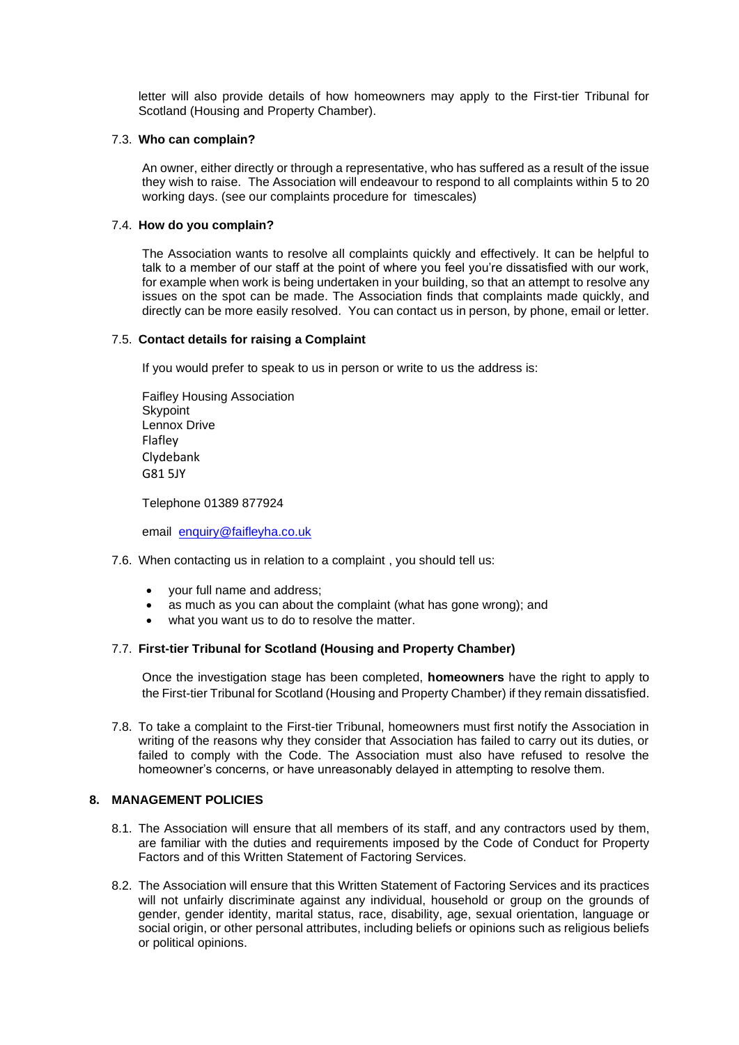letter will also provide details of how homeowners may apply to the First-tier Tribunal for Scotland (Housing and Property Chamber).

7.3. **Who can complain?**

An owner, either directly or through a representative, who has suffered as a result of the issue they wish to raise. The Association will endeavour to respond to all complaints within 5 to 20 working days. (see our complaints procedure for timescales)

7.4. **How do you complain?**

The Association wants to resolve all complaints quickly and effectively. It can be helpful to talk to a member of our staff at the point of where you feel you're dissatisfied with our work, for example when work is being undertaken in your building, so that an attempt to resolve any issues on the spot can be made. The Association finds that complaints made quickly, and directly can be more easily resolved. You can contact us in person, by phone, email or letter.

7.5. **Contact details for raising a Complaint**

If you would prefer to speak to us in person or write to us the address is:

Faifley Housing Association
Skypoint
Lennox Drive
Flafley
Clydebank
G81 5JY

Telephone 01389 877924

email enquiry@faifleyha.co.uk

7.6. When contacting us in relation to a complaint , you should tell us:

- your full name and address;
- as much as you can about the complaint (what has gone wrong); and
- what you want us to do to resolve the matter.

7.7. **First-tier Tribunal for Scotland (Housing and Property Chamber)**

Once the investigation stage has been completed, **homeowners** have the right to apply to the First-tier Tribunal for Scotland (Housing and Property Chamber) if they remain dissatisfied.

7.8. To take a complaint to the First-tier Tribunal, homeowners must first notify the Association in writing of the reasons why they consider that Association has failed to carry out its duties, or failed to comply with the Code. The Association must also have refused to resolve the homeowner's concerns, or have unreasonably delayed in attempting to resolve them.

## 8. MANAGEMENT POLICIES

8.1. The Association will ensure that all members of its staff, and any contractors used by them, are familiar with the duties and requirements imposed by the Code of Conduct for Property Factors and of this Written Statement of Factoring Services.

8.2. The Association will ensure that this Written Statement of Factoring Services and its practices will not unfairly discriminate against any individual, household or group on the grounds of gender, gender identity, marital status, race, disability, age, sexual orientation, language or social origin, or other personal attributes, including beliefs or opinions such as religious beliefs or political opinions.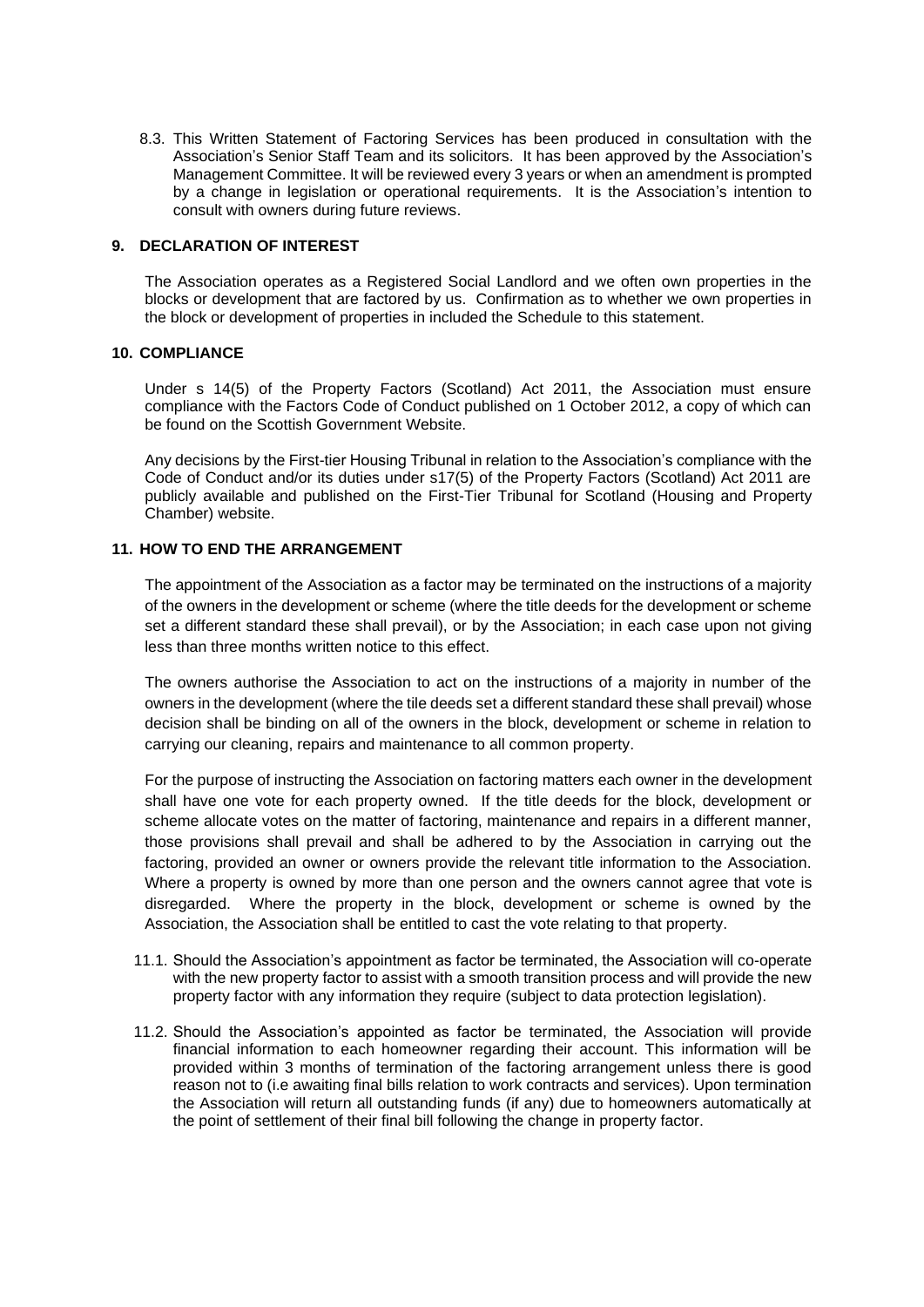8.3. This Written Statement of Factoring Services has been produced in consultation with the Association's Senior Staff Team and its solicitors. It has been approved by the Association's Management Committee. It will be reviewed every 3 years or when an amendment is prompted by a change in legislation or operational requirements. It is the Association's intention to consult with owners during future reviews.

## 9. DECLARATION OF INTEREST

The Association operates as a Registered Social Landlord and we often own properties in the blocks or development that are factored by us. Confirmation as to whether we own properties in the block or development of properties in included the Schedule to this statement.

## 10. COMPLIANCE

Under s 14(5) of the Property Factors (Scotland) Act 2011, the Association must ensure compliance with the Factors Code of Conduct published on 1 October 2012, a copy of which can be found on the Scottish Government Website.

Any decisions by the First-tier Housing Tribunal in relation to the Association's compliance with the Code of Conduct and/or its duties under s17(5) of the Property Factors (Scotland) Act 2011 are publicly available and published on the First-Tier Tribunal for Scotland (Housing and Property Chamber) website.

## 11. HOW TO END THE ARRANGEMENT

The appointment of the Association as a factor may be terminated on the instructions of a majority of the owners in the development or scheme (where the title deeds for the development or scheme set a different standard these shall prevail), or by the Association; in each case upon not giving less than three months written notice to this effect.

The owners authorise the Association to act on the instructions of a majority in number of the owners in the development (where the tile deeds set a different standard these shall prevail) whose decision shall be binding on all of the owners in the block, development or scheme in relation to carrying our cleaning, repairs and maintenance to all common property.

For the purpose of instructing the Association on factoring matters each owner in the development shall have one vote for each property owned. If the title deeds for the block, development or scheme allocate votes on the matter of factoring, maintenance and repairs in a different manner, those provisions shall prevail and shall be adhered to by the Association in carrying out the factoring, provided an owner or owners provide the relevant title information to the Association. Where a property is owned by more than one person and the owners cannot agree that vote is disregarded. Where the property in the block, development or scheme is owned by the Association, the Association shall be entitled to cast the vote relating to that property.

11.1. Should the Association's appointment as factor be terminated, the Association will co-operate with the new property factor to assist with a smooth transition process and will provide the new property factor with any information they require (subject to data protection legislation).

11.2. Should the Association's appointed as factor be terminated, the Association will provide financial information to each homeowner regarding their account. This information will be provided within 3 months of termination of the factoring arrangement unless there is good reason not to (i.e awaiting final bills relation to work contracts and services). Upon termination the Association will return all outstanding funds (if any) due to homeowners automatically at the point of settlement of their final bill following the change in property factor.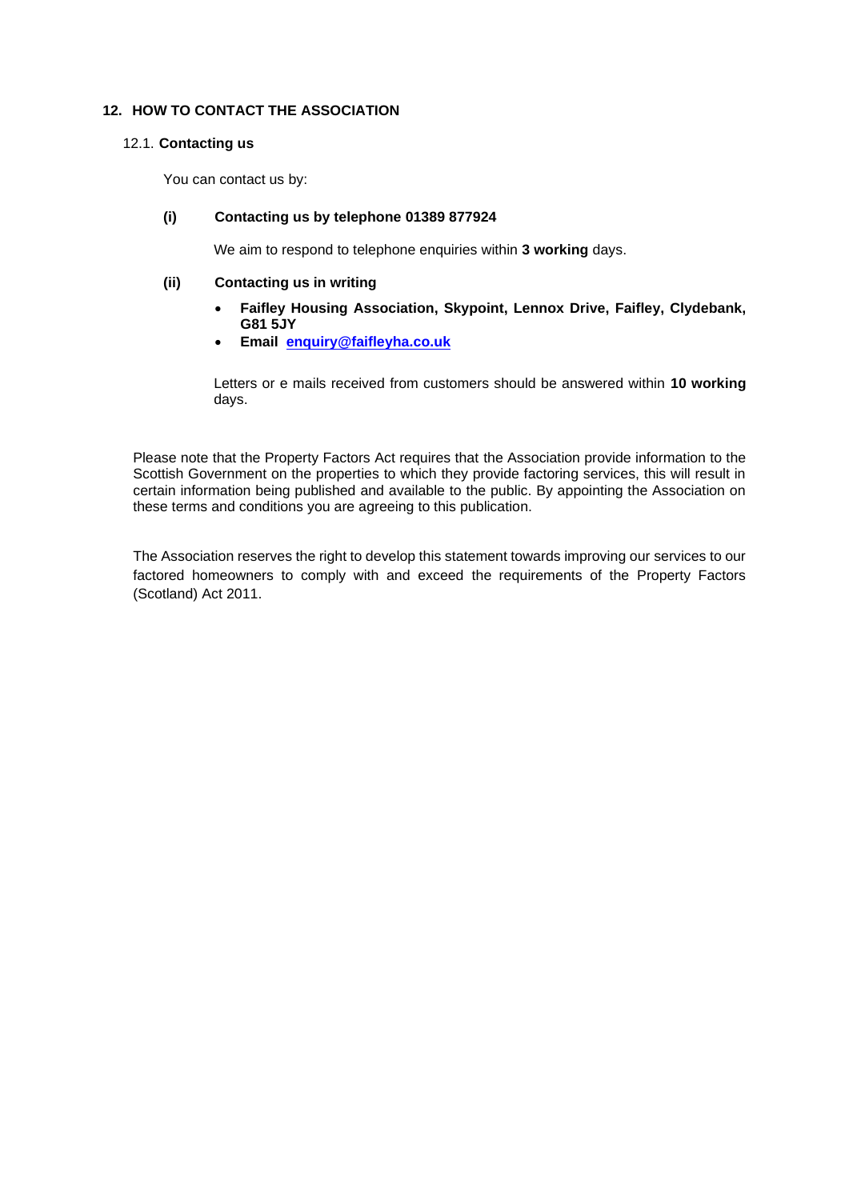## 12. HOW TO CONTACT THE ASSOCIATION

### 12.1. Contacting us

You can contact us by:

**(i) Contacting us by telephone 01389 877924**

We aim to respond to telephone enquiries within **3 working** days.

**(ii) Contacting us in writing**

- **Faifley Housing Association, Skypoint, Lennox Drive, Faifley, Clydebank, G81 5JY**
- **Email [enquiry@faifleyha.co.uk](mailto:enquiry@faifleyha.co.uk)**

Letters or e mails received from customers should be answered within **10 working** days.

Please note that the Property Factors Act requires that the Association provide information to the Scottish Government on the properties to which they provide factoring services, this will result in certain information being published and available to the public. By appointing the Association on these terms and conditions you are agreeing to this publication.

The Association reserves the right to develop this statement towards improving our services to our factored homeowners to comply with and exceed the requirements of the Property Factors (Scotland) Act 2011.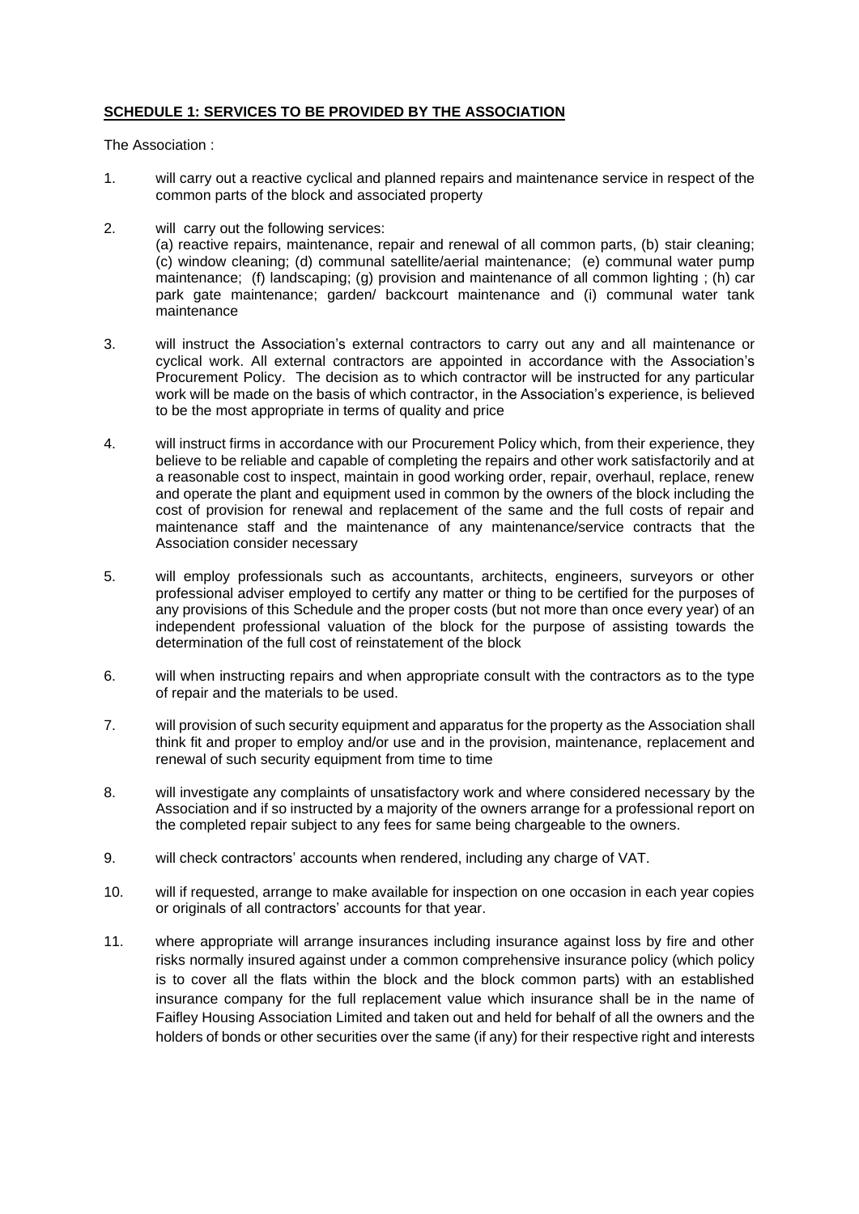## **SCHEDULE 1: SERVICES TO BE PROVIDED BY THE ASSOCIATION**

The Association :

1. will carry out a reactive cyclical and planned repairs and maintenance service in respect of the common parts of the block and associated property

2. will carry out the following services:
   (a) reactive repairs, maintenance, repair and renewal of all common parts, (b) stair cleaning; (c) window cleaning; (d) communal satellite/aerial maintenance; (e) communal water pump maintenance; (f) landscaping; (g) provision and maintenance of all common lighting ; (h) car park gate maintenance; garden/ backcourt maintenance and (i) communal water tank maintenance

3. will instruct the Association's external contractors to carry out any and all maintenance or cyclical work. All external contractors are appointed in accordance with the Association's Procurement Policy. The decision as to which contractor will be instructed for any particular work will be made on the basis of which contractor, in the Association's experience, is believed to be the most appropriate in terms of quality and price

4. will instruct firms in accordance with our Procurement Policy which, from their experience, they believe to be reliable and capable of completing the repairs and other work satisfactorily and at a reasonable cost to inspect, maintain in good working order, repair, overhaul, replace, renew and operate the plant and equipment used in common by the owners of the block including the cost of provision for renewal and replacement of the same and the full costs of repair and maintenance staff and the maintenance of any maintenance/service contracts that the Association consider necessary

5. will employ professionals such as accountants, architects, engineers, surveyors or other professional adviser employed to certify any matter or thing to be certified for the purposes of any provisions of this Schedule and the proper costs (but not more than once every year) of an independent professional valuation of the block for the purpose of assisting towards the determination of the full cost of reinstatement of the block

6. will when instructing repairs and when appropriate consult with the contractors as to the type of repair and the materials to be used.

7. will provision of such security equipment and apparatus for the property as the Association shall think fit and proper to employ and/or use and in the provision, maintenance, replacement and renewal of such security equipment from time to time

8. will investigate any complaints of unsatisfactory work and where considered necessary by the Association and if so instructed by a majority of the owners arrange for a professional report on the completed repair subject to any fees for same being chargeable to the owners.

9. will check contractors' accounts when rendered, including any charge of VAT.

10. will if requested, arrange to make available for inspection on one occasion in each year copies or originals of all contractors' accounts for that year.

11. where appropriate will arrange insurances including insurance against loss by fire and other risks normally insured against under a common comprehensive insurance policy (which policy is to cover all the flats within the block and the block common parts) with an established insurance company for the full replacement value which insurance shall be in the name of Faifley Housing Association Limited and taken out and held for behalf of all the owners and the holders of bonds or other securities over the same (if any) for their respective right and interests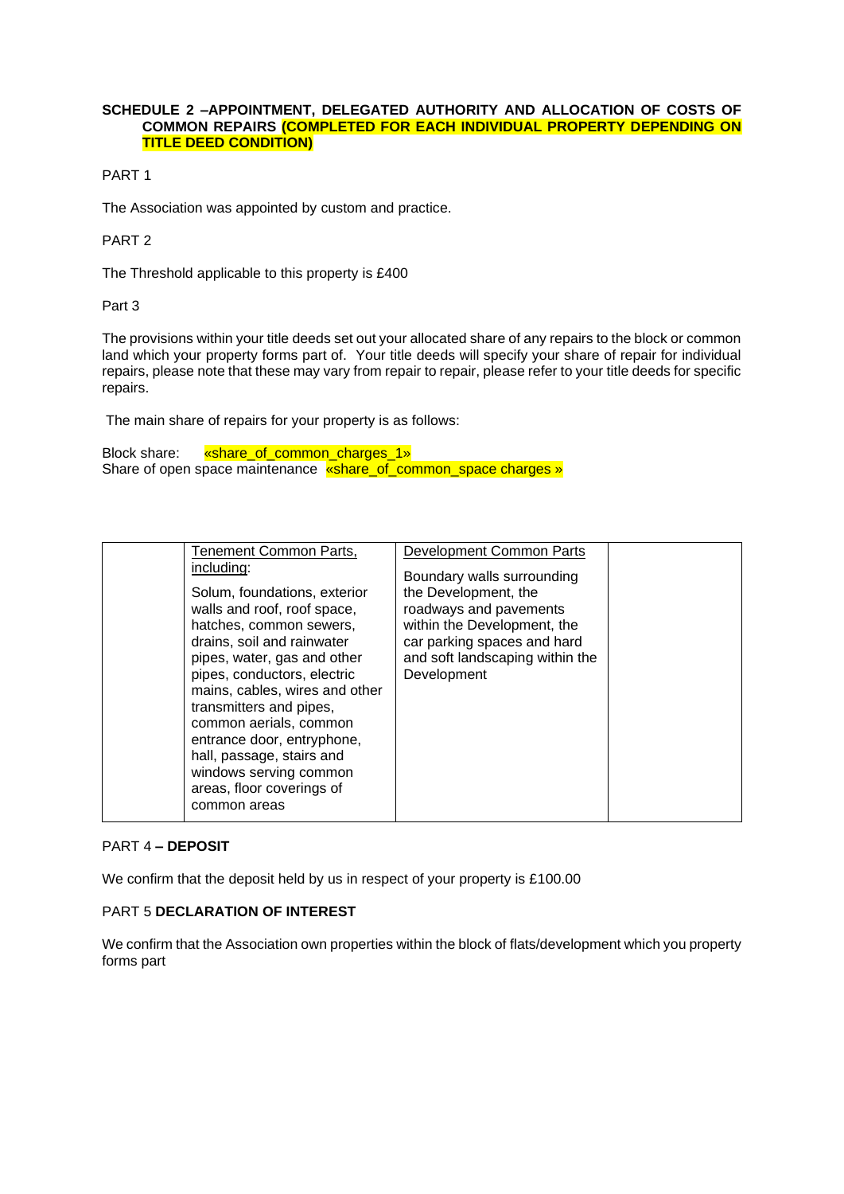**SCHEDULE 2 –APPOINTMENT, DELEGATED AUTHORITY AND ALLOCATION OF COSTS OF COMMON REPAIRS (COMPLETED FOR EACH INDIVIDUAL PROPERTY DEPENDING ON TITLE DEED CONDITION)**

PART 1

The Association was appointed by custom and practice.

PART 2

The Threshold applicable to this property is £400

Part 3

The provisions within your title deeds set out your allocated share of any repairs to the block or common land which your property forms part of. Your title deeds will specify your share of repair for individual repairs, please note that these may vary from repair to repair, please refer to your title deeds for specific repairs.

The main share of repairs for your property is as follows:

Block share: «share_of_common_charges_1»
Share of open space maintenance «share_of_common_space charges »

| | Tenement Common Parts, including: | Development Common Parts | |
|---|---|---|---|
| | Solum, foundations, exterior walls and roof, roof space, hatches, common sewers, drains, soil and rainwater pipes, water, gas and other pipes, conductors, electric mains, cables, wires and other transmitters and pipes, common aerials, common entrance door, entryphone, hall, passage, stairs and windows serving common areas, floor coverings of common areas | Boundary walls surrounding the Development, the roadways and pavements within the Development, the car parking spaces and hard and soft landscaping within the Development | |

PART 4 **– DEPOSIT**

We confirm that the deposit held by us in respect of your property is £100.00

PART 5 **DECLARATION OF INTEREST**

We confirm that the Association own properties within the block of flats/development which you property forms part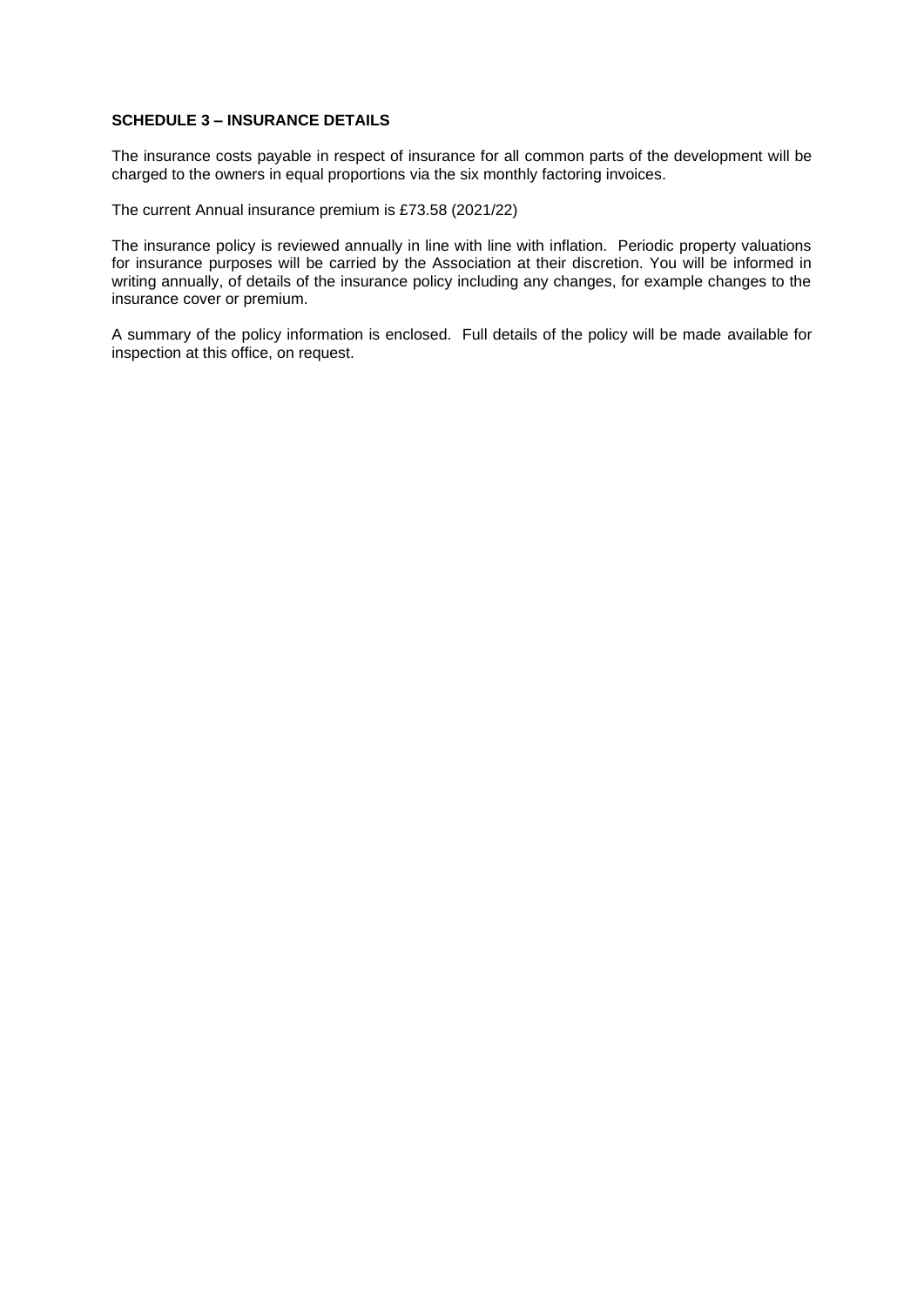**SCHEDULE 3 – INSURANCE DETAILS**

The insurance costs payable in respect of insurance for all common parts of the development will be charged to the owners in equal proportions via the six monthly factoring invoices.

The current Annual insurance premium is £73.58 (2021/22)

The insurance policy is reviewed annually in line with line with inflation. Periodic property valuations for insurance purposes will be carried by the Association at their discretion. You will be informed in writing annually, of details of the insurance policy including any changes, for example changes to the insurance cover or premium.

A summary of the policy information is enclosed. Full details of the policy will be made available for inspection at this office, on request.